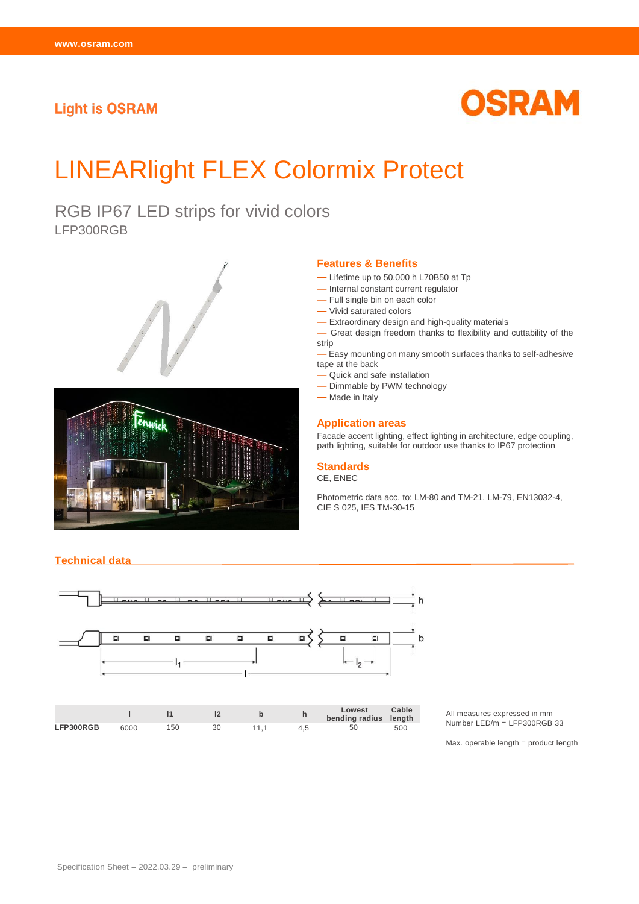www.osram.com

Light is OSRAM

OSRAM

# LINEARlight FLEX Colormix Protect

## RGB IP67 LED strips for vivid colors

LFP300RGB

### Features & Benefits

- Lifetime up to 50.000 h L70B50 at Tp
- Internal constant current regulator
- Full single bin on each color
- Vivid saturated colors
- Extraordinary design and high-quality materials
- Great design freedom thanks to flexibility and cuttability of the strip
- Easy mounting on many smooth surfaces thanks to self-adhesive tape at the back
- Quick and safe installation
- Dimmable by PWM technology
- Made in Italy

### Application areas

Facade accent lighting, effect lighting in architecture, edge coupling, path lighting, suitable for outdoor use thanks to IP67 protection

### Standards

CE, ENEC

Photometric data acc. to: LM-80 and TM-21, LM-79, EN13032-4, CIE S 025, IES TM-30-15

### Technical data

|  | l | l1 | l2 | b | h | Lowest bending radius | Cable length |
|---|---|---|---|---|---|---|---|
| LFP300RGB | 6000 | 150 | 30 | 11,1 | 4,5 | 50 | 500 |

All measures expressed in mm
Number LED/m = LFP300RGB 33

Max. operable length = product length

Specification Sheet – 2022.03.29 – preliminary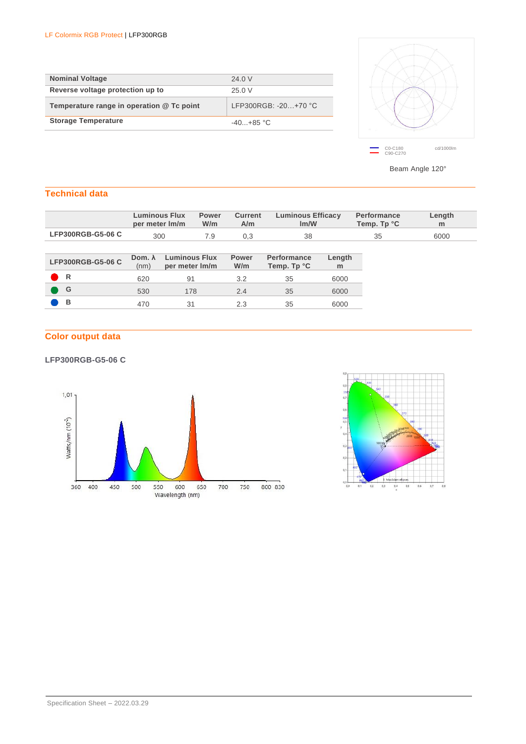| Nominal Voltage | 24.0 V |
|---|---|
| Reverse voltage protection up to | 25.0 V |
| Temperature range in operation @ Tc point | LFP300RGB: -20…+70 °C |
| Storage Temperature | -40...+85 °C |

C0-C180
C90-C270
cd/1000lm

Beam Angle 120°

## Technical data

| | Luminous Flux per meter lm/m | Power W/m | Current A/m | Luminous Efficacy lm/W | Performance Temp. Tp °C | Length m |
|---|---|---|---|---|---|---|
| LFP300RGB-G5-06 C | 300 | 7.9 | 0,3 | 38 | 35 | 6000 |

| LFP300RGB-G5-06 C | Dom. λ (nm) | Luminous Flux per meter lm/m | Power W/m | Performance Temp. Tp °C | Length m |
|---|---|---|---|---|---|
| R | 620 | 91 | 3.2 | 35 | 6000 |
| G | 530 | 178 | 2.4 | 35 | 6000 |
| B | 470 | 31 | 2.3 | 35 | 6000 |

## Color output data

### LFP300RGB-G5-06 C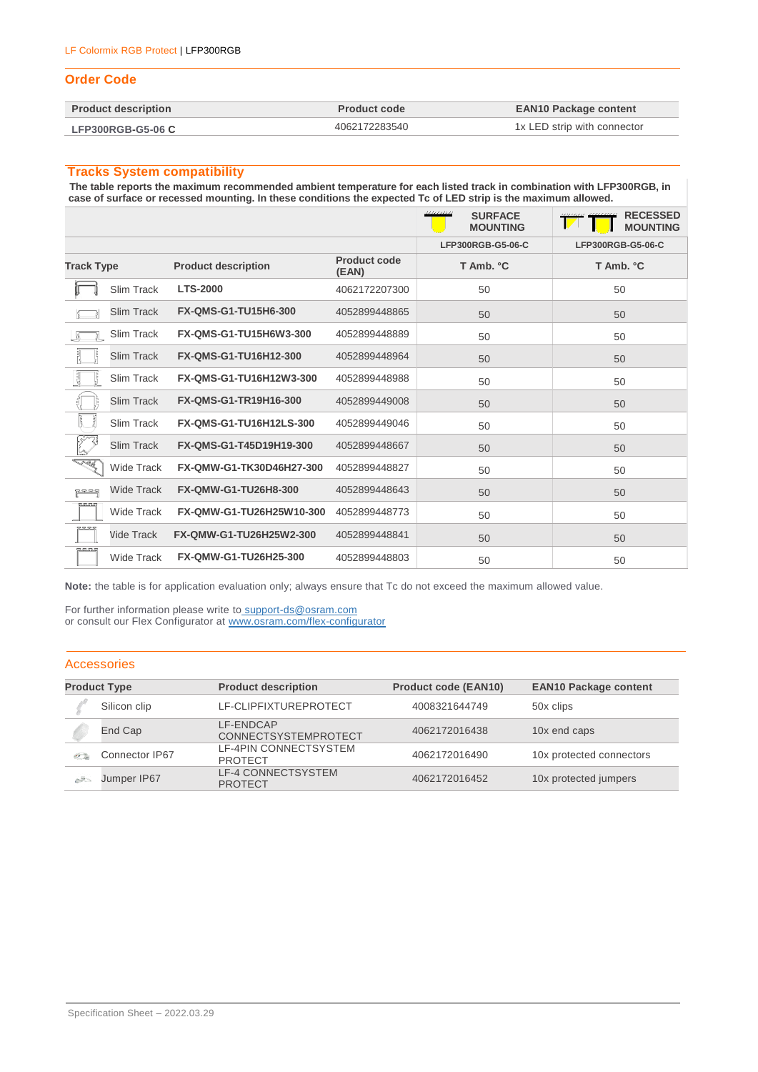LF Colormix RGB Protect | LFP300RGB

## Order Code

| Product description | Product code | EAN10 Package content |
|---|---|---|
| **LFP300RGB-G5-06 C** | 4062172283540 | 1x LED strip with connector |

## Tracks System compatibility

**The table reports the maximum recommended ambient temperature for each listed track in combination with LFP300RGB, in case of surface or recessed mounting. In these conditions the expected Tc of LED strip is the maximum allowed.**

| | | | SURFACE MOUNTING | RECESSED MOUNTING |
|---|---|---|---|---|
| | | | LFP300RGB-G5-06-C | LFP300RGB-G5-06-C |
| **Track Type** | **Product description** | **Product code (EAN)** | **T Amb. °C** | **T Amb. °C** |
| Slim Track | **LTS-2000** | 4062172207300 | 50 | 50 |
| Slim Track | **FX-QMS-G1-TU15H6-300** | 4052899448865 | 50 | 50 |
| Slim Track | **FX-QMS-G1-TU15H6W3-300** | 4052899448889 | 50 | 50 |
| Slim Track | **FX-QMS-G1-TU16H12-300** | 4052899448964 | 50 | 50 |
| Slim Track | **FX-QMS-G1-TU16H12W3-300** | 4052899448988 | 50 | 50 |
| Slim Track | **FX-QMS-G1-TR19H16-300** | 4052899449008 | 50 | 50 |
| Slim Track | **FX-QMS-G1-TU16H12LS-300** | 4052899449046 | 50 | 50 |
| Slim Track | **FX-QMS-G1-T45D19H19-300** | 4052899448667 | 50 | 50 |
| Wide Track | **FX-QMW-G1-TK30D46H27-300** | 4052899448827 | 50 | 50 |
| Wide Track | **FX-QMW-G1-TU26H8-300** | 4052899448643 | 50 | 50 |
| Wide Track | **FX-QMW-G1-TU26H25W10-300** | 4052899448773 | 50 | 50 |
| Vide Track | **FX-QMW-G1-TU26H25W2-300** | 4052899448841 | 50 | 50 |
| Wide Track | **FX-QMW-G1-TU26H25-300** | 4052899448803 | 50 | 50 |

**Note:** the table is for application evaluation only; always ensure that Tc do not exceed the maximum allowed value.

For further information please write to support-ds@osram.com
or consult our Flex Configurator at www.osram.com/flex-configurator

## Accessories

| Product Type | Product description | Product code (EAN10) | EAN10 Package content |
|---|---|---|---|
| Silicon clip | LF-CLIPFIXTUREPROTECT | 4008321644749 | 50x clips |
| End Cap | LF-ENDCAP CONNECTSYSTEMPROTECT | 4062172016438 | 10x end caps |
| Connector IP67 | LF-4PIN CONNECTSYSTEM PROTECT | 4062172016490 | 10x protected connectors |
| Jumper IP67 | LF-4 CONNECTSYSTEM PROTECT | 4062172016452 | 10x protected jumpers |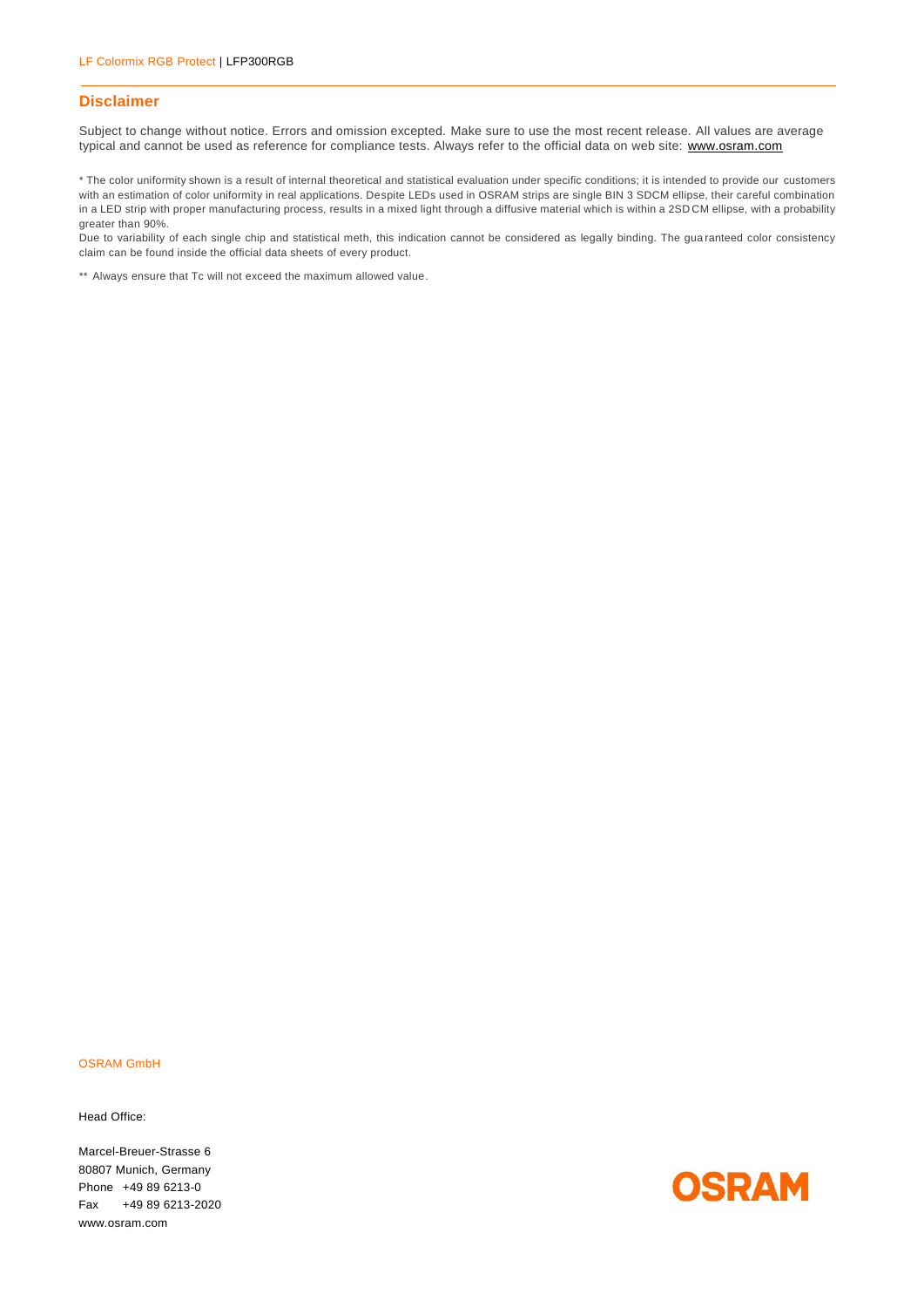## Disclaimer

Subject to change without notice. Errors and omission excepted. Make sure to use the most recent release. All values are average typical and cannot be used as reference for compliance tests. Always refer to the official data on web site: www.osram.com

* The color uniformity shown is a result of internal theoretical and statistical evaluation under specific conditions; it is intended to provide our customers with an estimation of color uniformity in real applications. Despite LEDs used in OSRAM strips are single BIN 3 SDCM ellipse, their careful combination in a LED strip with proper manufacturing process, results in a mixed light through a diffusive material which is within a 2SD CM ellipse, with a probability greater than 90%.
Due to variability of each single chip and statistical meth, this indication cannot be considered as legally binding. The gua ranteed color consistency claim can be found inside the official data sheets of every product.

** Always ensure that Tc will not exceed the maximum allowed value.

OSRAM GmbH

Head Office:

Marcel-Breuer-Strasse 6
80807 Munich, Germany
Phone +49 89 6213-0
Fax +49 89 6213-2020
www.osram.com

OSRAM